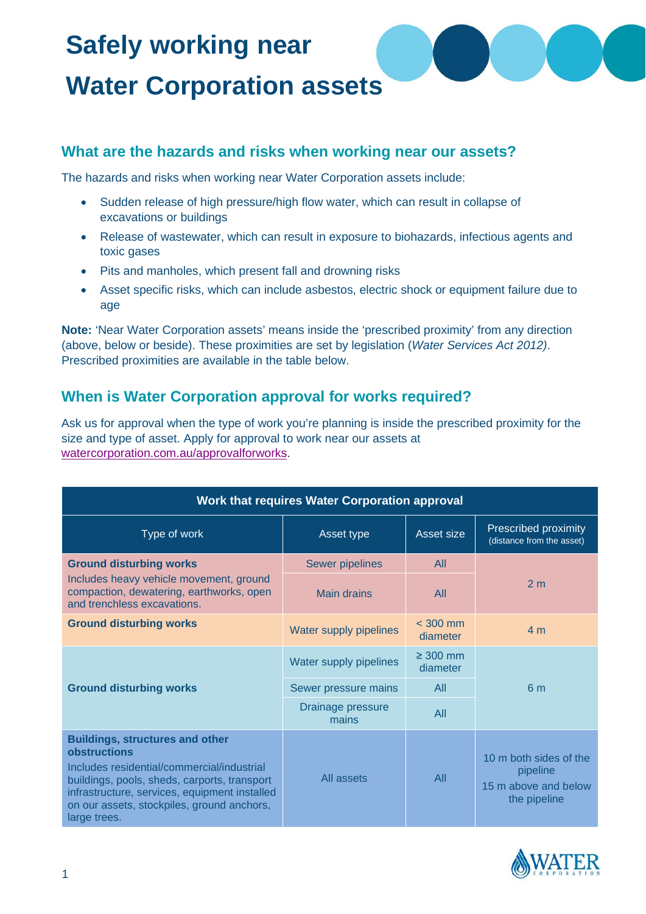# Safely working near Water Corporation assets

## What are the hazards and risks when working near our assets?

The hazards and risks when working near Water Corporation assets include:

- Sudden release of high pressure/high flow water, which can result in collapse of excavations or buildings
- Release of wastewater, which can result in exposure to biohazards, infectious agents and toxic gases
- Pits and manholes, which present fall and drowning risks
- Asset specific risks, which can include asbestos, electric shock or equipment failure due to age

**Note:** 'Near Water Corporation assets' means inside the 'prescribed proximity' from any direction (above, below or beside). These proximities are set by legislation (*Water Services Act 2012)*. Prescribed proximities are available in the table below.

## When is Water Corporation approval for works required?

Ask us for approval when the type of work you're planning is inside the prescribed proximity for the size and type of asset. Apply for approval to work near our assets at watercorporation.com.au/approvalforworks.

| Work that requires Water Corporation approval | | | |
|---|---|---|---|
| Type of work | Asset type | Asset size | Prescribed proximity (distance from the asset) |
| **Ground disturbing works** Includes heavy vehicle movement, ground compaction, dewatering, earthworks, open and trenchless excavations. | Sewer pipelines | All | 2 m |
| | Main drains | All | |
| **Ground disturbing works** | Water supply pipelines | < 300 mm diameter | 4 m |
| **Ground disturbing works** | Water supply pipelines | ≥ 300 mm diameter | 6 m |
| | Sewer pressure mains | All | |
| | Drainage pressure mains | All | |
| **Buildings, structures and other obstructions** Includes residential/commercial/industrial buildings, pools, sheds, carports, transport infrastructure, services, equipment installed on our assets, stockpiles, ground anchors, large trees. | All assets | All | 10 m both sides of the pipeline 15 m above and below the pipeline |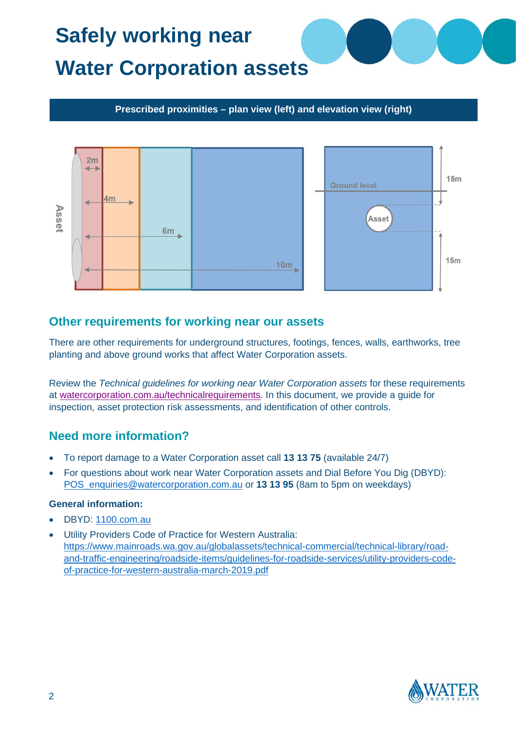# Safely working near Water Corporation assets

**Prescribed proximities – plan view (left) and elevation view (right)**

Asset

2m

4m

6m

10m

Ground level

Asset

15m

15m

## Other requirements for working near our assets

There are other requirements for underground structures, footings, fences, walls, earthworks, tree planting and above ground works that affect Water Corporation assets.

Review the *Technical guidelines for working near Water Corporation assets* for these requirements at watercorporation.com.au/technicalrequirements. In this document, we provide a guide for inspection, asset protection risk assessments, and identification of other controls.

## Need more information?

- To report damage to a Water Corporation asset call **13 13 75** (available 24/7)
- For questions about work near Water Corporation assets and Dial Before You Dig (DBYD): POS_enquiries@watercorporation.com.au or **13 13 95** (8am to 5pm on weekdays)

**General information:**

- DBYD: 1100.com.au
- Utility Providers Code of Practice for Western Australia: https://www.mainroads.wa.gov.au/globalassets/technical-commercial/technical-library/road-and-traffic-engineering/roadside-items/guidelines-for-roadside-services/utility-providers-code-of-practice-for-western-australia-march-2019.pdf